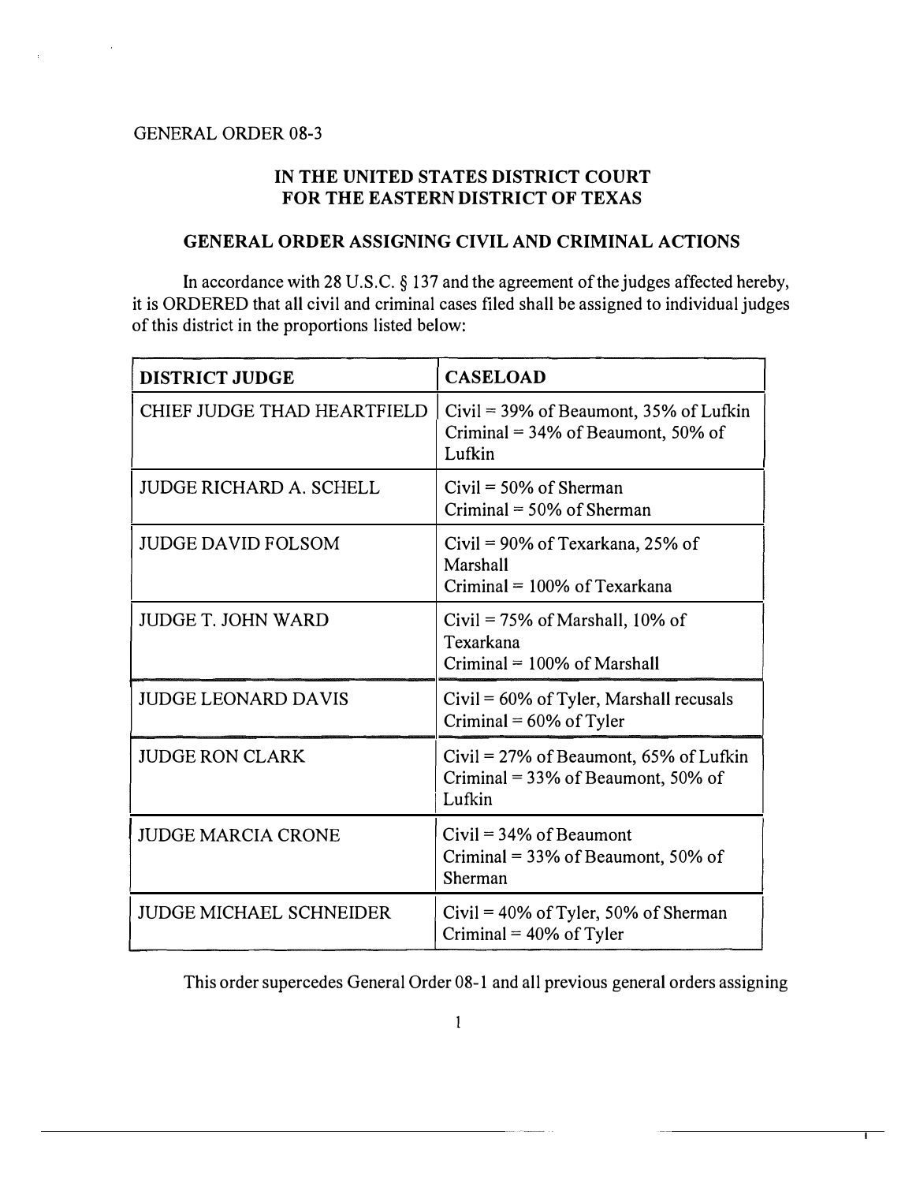GENERAL ORDER 08-3

## IN THE UNITED STATES DISTRICT COURT FOR THE EASTERN DISTRICT OF TEXAS

## GENERAL ORDER ASSIGNING CIVIL AND CRIMINAL ACTIONS

In accordance with 28 U.S.C. § 137 and the agreement of the judges affected hereby, it is ORDERED that all civil and criminal cases filed shall be assigned to individual judges of this district in the proportions listed below:

| DISTRICT JUDGE | CASELOAD |
|---|---|
| CHIEF JUDGE THAD HEARTFIELD | Civil = 39% of Beaumont, 35% of Lufkin<br>Criminal = 34% of Beaumont, 50% of Lufkin |
| JUDGE RICHARD A. SCHELL | Civil = 50% of Sherman<br>Criminal = 50% of Sherman |
| JUDGE DAVID FOLSOM | Civil = 90% of Texarkana, 25% of Marshall<br>Criminal = 100% of Texarkana |
| JUDGE T. JOHN WARD | Civil = 75% of Marshall, 10% of Texarkana<br>Criminal = 100% of Marshall |
| JUDGE LEONARD DAVIS | Civil = 60% of Tyler, Marshall recusals<br>Criminal = 60% of Tyler |
| JUDGE RON CLARK | Civil = 27% of Beaumont, 65% of Lufkin<br>Criminal = 33% of Beaumont, 50% of Lufkin |
| JUDGE MARCIA CRONE | Civil = 34% of Beaumont<br>Criminal = 33% of Beaumont, 50% of Sherman |
| JUDGE MICHAEL SCHNEIDER | Civil = 40% of Tyler, 50% of Sherman<br>Criminal = 40% of Tyler |

This order supercedes General Order 08-1 and all previous general orders assigning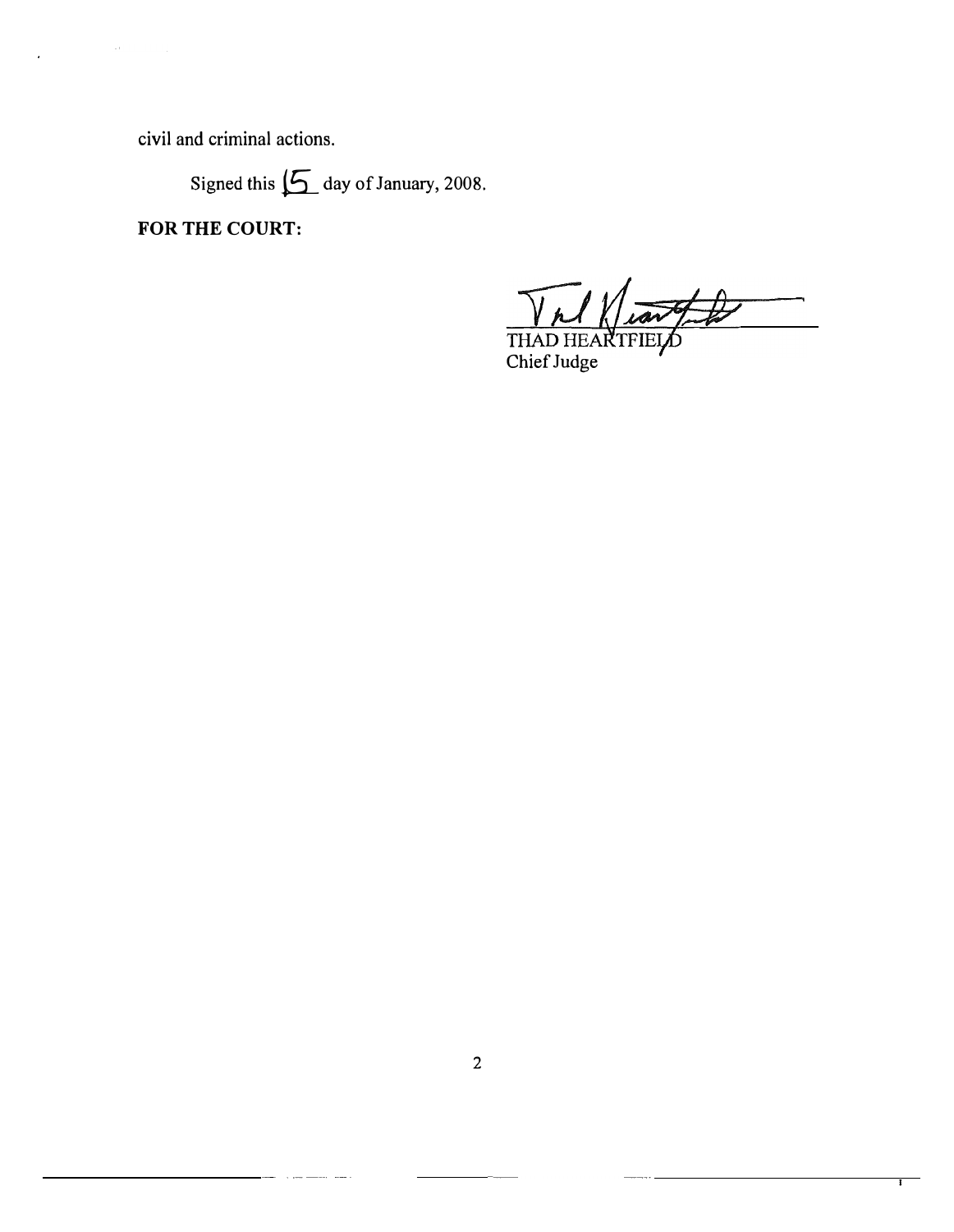civil and criminal actions.

Signed this 15 day of January, 2008.

**FOR THE COURT:**

THAD HEARTFIELD
Chief Judge